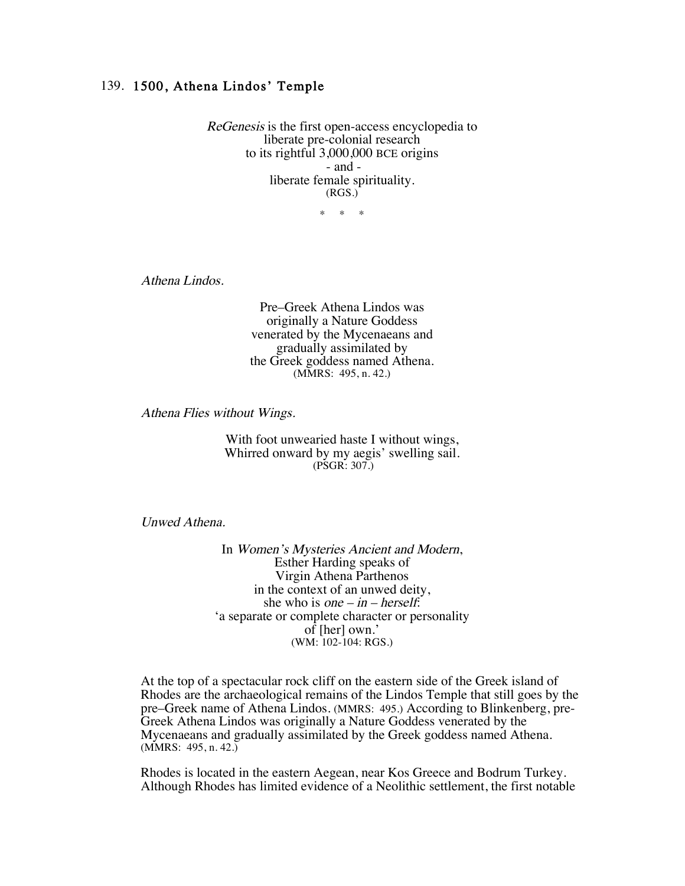## 139. 1500, Athena Lindos' Temple

*ReGenesis* is the first open-access encyclopedia to
liberate pre-colonial research
to its rightful 3,000,000 BCE origins
- and -
liberate female spirituality.
(RGS.)

\*   \*   \*

*Athena Lindos.*

Pre–Greek Athena Lindos was
originally a Nature Goddess
venerated by the Mycenaeans and
gradually assimilated by
the Greek goddess named Athena.
(MMRS: 495, n. 42.)

*Athena Flies without Wings.*

With foot unwearied haste I without wings,
Whirred onward by my aegis' swelling sail.
(PSGR: 307.)

*Unwed Athena.*

In *Women's Mysteries Ancient and Modern*,
Esther Harding speaks of
Virgin Athena Parthenos
in the context of an unwed deity,
she who is *one – in – herself*:
'a separate or complete character or personality
of [her] own.'
(WM: 102-104: RGS.)

At the top of a spectacular rock cliff on the eastern side of the Greek island of Rhodes are the archaeological remains of the Lindos Temple that still goes by the pre–Greek name of Athena Lindos. (MMRS: 495.) According to Blinkenberg, pre-Greek Athena Lindos was originally a Nature Goddess venerated by the Mycenaeans and gradually assimilated by the Greek goddess named Athena. (MMRS: 495, n. 42.)

Rhodes is located in the eastern Aegean, near Kos Greece and Bodrum Turkey. Although Rhodes has limited evidence of a Neolithic settlement, the first notable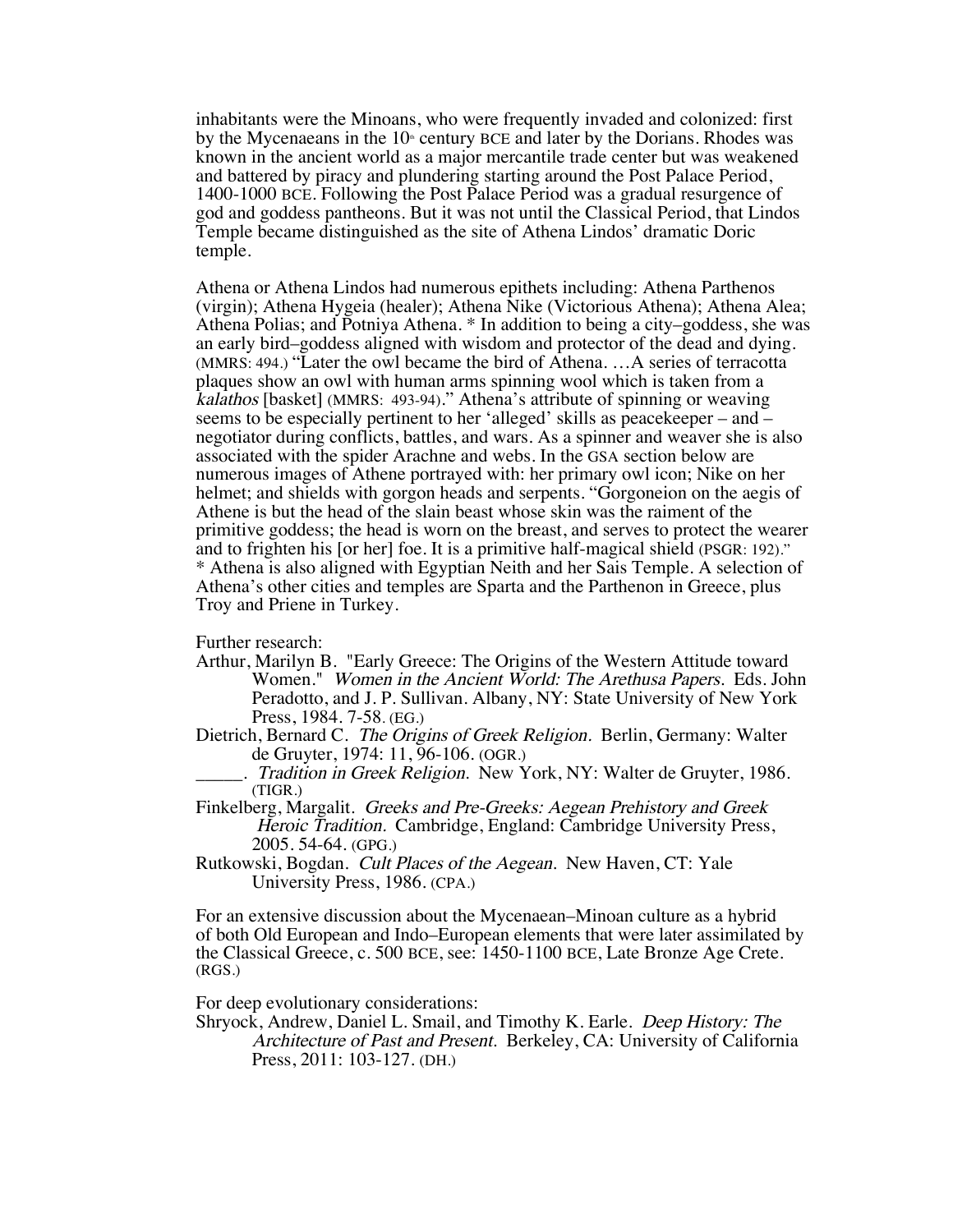inhabitants were the Minoans, who were frequently invaded and colonized: first by the Mycenaeans in the 10th century BCE and later by the Dorians. Rhodes was known in the ancient world as a major mercantile trade center but was weakened and battered by piracy and plundering starting around the Post Palace Period, 1400-1000 BCE. Following the Post Palace Period was a gradual resurgence of god and goddess pantheons. But it was not until the Classical Period, that Lindos Temple became distinguished as the site of Athena Lindos' dramatic Doric temple.

Athena or Athena Lindos had numerous epithets including: Athena Parthenos (virgin); Athena Hygeia (healer); Athena Nike (Victorious Athena); Athena Alea; Athena Polias; and Potniya Athena. * In addition to being a city–goddess, she was an early bird–goddess aligned with wisdom and protector of the dead and dying. (MMRS: 494.) "Later the owl became the bird of Athena. …A series of terracotta plaques show an owl with human arms spinning wool which is taken from a *kalathos* [basket] (MMRS: 493-94)." Athena's attribute of spinning or weaving seems to be especially pertinent to her 'alleged' skills as peacekeeper – and – negotiator during conflicts, battles, and wars. As a spinner and weaver she is also associated with the spider Arachne and webs. In the GSA section below are numerous images of Athene portrayed with: her primary owl icon; Nike on her helmet; and shields with gorgon heads and serpents. "Gorgoneion on the aegis of Athene is but the head of the slain beast whose skin was the raiment of the primitive goddess; the head is worn on the breast, and serves to protect the wearer and to frighten his [or her] foe. It is a primitive half-magical shield (PSGR: 192)." * Athena is also aligned with Egyptian Neith and her Sais Temple. A selection of Athena's other cities and temples are Sparta and the Parthenon in Greece, plus Troy and Priene in Turkey.

Further research:

Arthur, Marilyn B. "Early Greece: The Origins of the Western Attitude toward Women." *Women in the Ancient World: The Arethusa Papers.* Eds. John Peradotto, and J. P. Sullivan. Albany, NY: State University of New York Press, 1984. 7-58. (EG.)

Dietrich, Bernard C. *The Origins of Greek Religion.* Berlin, Germany: Walter de Gruyter, 1974: 11, 96-106. (OGR.)

_____. *Tradition in Greek Religion.* New York, NY: Walter de Gruyter, 1986. (TIGR.)

Finkelberg, Margalit. *Greeks and Pre-Greeks: Aegean Prehistory and Greek Heroic Tradition.* Cambridge, England: Cambridge University Press, 2005. 54-64. (GPG.)

Rutkowski, Bogdan. *Cult Places of the Aegean.* New Haven, CT: Yale University Press, 1986. (CPA.)

For an extensive discussion about the Mycenaean–Minoan culture as a hybrid of both Old European and Indo–European elements that were later assimilated by the Classical Greece, c. 500 BCE, see: 1450-1100 BCE, Late Bronze Age Crete. (RGS.)

For deep evolutionary considerations:

Shryock, Andrew, Daniel L. Smail, and Timothy K. Earle. *Deep History: The Architecture of Past and Present.* Berkeley, CA: University of California Press, 2011: 103-127. (DH.)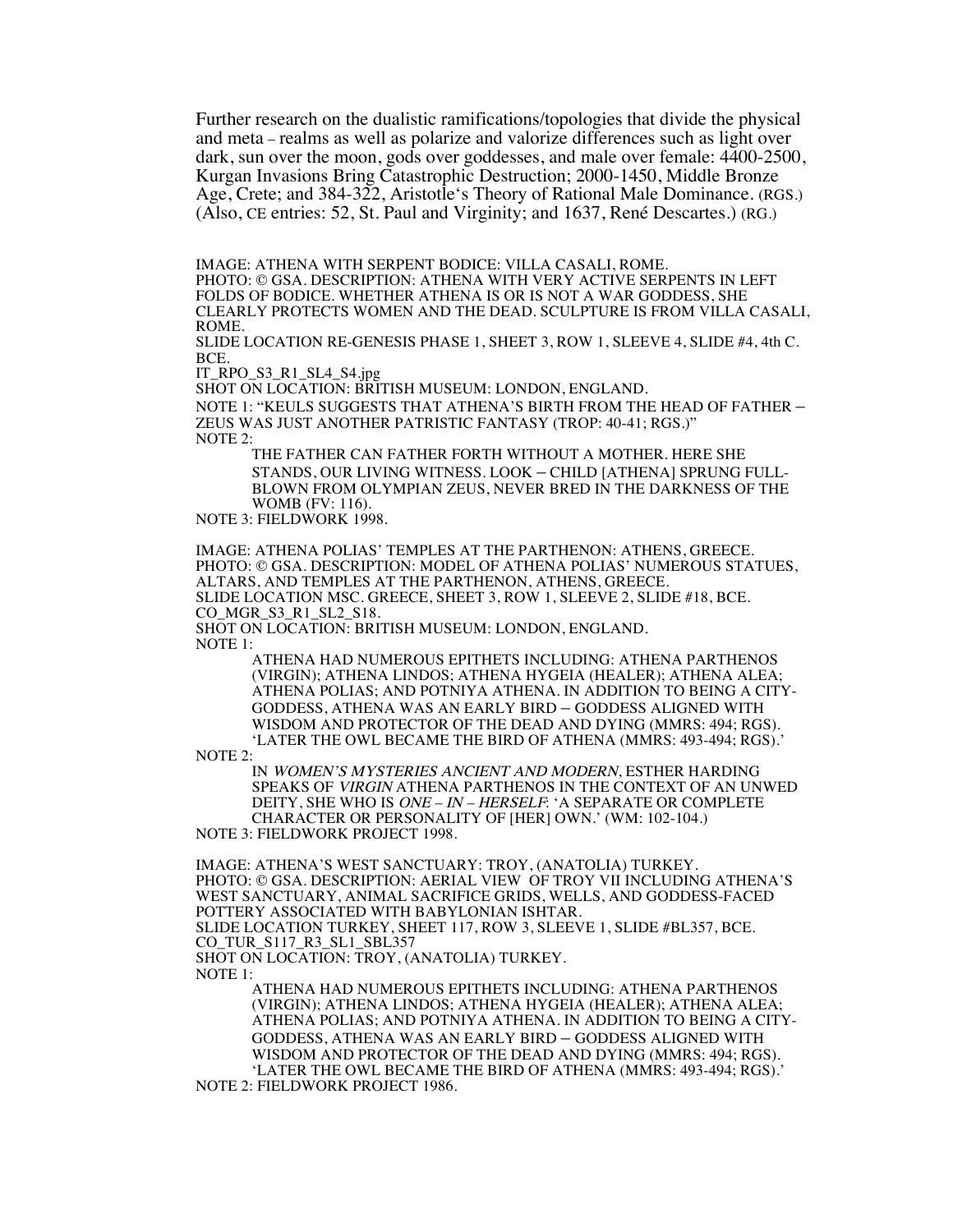Further research on the dualistic ramifications/topologies that divide the physical and meta – realms as well as polarize and valorize differences such as light over dark, sun over the moon, gods over goddesses, and male over female: 4400-2500, Kurgan Invasions Bring Catastrophic Destruction; 2000-1450, Middle Bronze Age, Crete; and 384-322, Aristotle's Theory of Rational Male Dominance. (RGS.) (Also, CE entries: 52, St. Paul and Virginity; and 1637, René Descartes.) (RG.)

IMAGE: ATHENA WITH SERPENT BODICE: VILLA CASALI, ROME.
PHOTO: © GSA. DESCRIPTION: ATHENA WITH VERY ACTIVE SERPENTS IN LEFT FOLDS OF BODICE. WHETHER ATHENA IS OR IS NOT A WAR GODDESS, SHE CLEARLY PROTECTS WOMEN AND THE DEAD. SCULPTURE IS FROM VILLA CASALI, ROME.
SLIDE LOCATION RE-GENESIS PHASE 1, SHEET 3, ROW 1, SLEEVE 4, SLIDE #4, 4th C. BCE.
IT_RPO_S3_R1_SL4_S4.jpg
SHOT ON LOCATION: BRITISH MUSEUM: LONDON, ENGLAND.
NOTE 1: "KEULS SUGGESTS THAT ATHENA'S BIRTH FROM THE HEAD OF FATHER – ZEUS WAS JUST ANOTHER PATRISTIC FANTASY (TROP: 40-41; RGS.)"
NOTE 2:

> THE FATHER CAN FATHER FORTH WITHOUT A MOTHER. HERE SHE STANDS, OUR LIVING WITNESS. LOOK – CHILD [ATHENA] SPRUNG FULL-BLOWN FROM OLYMPIAN ZEUS, NEVER BRED IN THE DARKNESS OF THE WOMB (FV: 116).

NOTE 3: FIELDWORK 1998.

IMAGE: ATHENA POLIAS' TEMPLES AT THE PARTHENON: ATHENS, GREECE.
PHOTO: © GSA. DESCRIPTION: MODEL OF ATHENA POLIAS' NUMEROUS STATUES, ALTARS, AND TEMPLES AT THE PARTHENON, ATHENS, GREECE.
SLIDE LOCATION MSC. GREECE, SHEET 3, ROW 1, SLEEVE 2, SLIDE #18, BCE.
CO_MGR_S3_R1_SL2_S18.
SHOT ON LOCATION: BRITISH MUSEUM: LONDON, ENGLAND.
NOTE 1:

> ATHENA HAD NUMEROUS EPITHETS INCLUDING: ATHENA PARTHENOS (VIRGIN); ATHENA LINDOS; ATHENA HYGEIA (HEALER); ATHENA ALEA; ATHENA POLIAS; AND POTNIYA ATHENA. IN ADDITION TO BEING A CITY-GODDESS, ATHENA WAS AN EARLY BIRD – GODDESS ALIGNED WITH WISDOM AND PROTECTOR OF THE DEAD AND DYING (MMRS: 494; RGS). 'LATER THE OWL BECAME THE BIRD OF ATHENA (MMRS: 493-494; RGS).'

NOTE 2:

> IN *WOMEN'S MYSTERIES ANCIENT AND MODERN*, ESTHER HARDING SPEAKS OF *VIRGIN* ATHENA PARTHENOS IN THE CONTEXT OF AN UNWED DEITY, SHE WHO IS *ONE – IN – HERSELF*: 'A SEPARATE OR COMPLETE CHARACTER OR PERSONALITY OF [HER] OWN.' (WM: 102-104.)

NOTE 3: FIELDWORK PROJECT 1998.

IMAGE: ATHENA'S WEST SANCTUARY: TROY, (ANATOLIA) TURKEY.
PHOTO: © GSA. DESCRIPTION: AERIAL VIEW OF TROY VII INCLUDING ATHENA'S WEST SANCTUARY, ANIMAL SACRIFICE GRIDS, WELLS, AND GODDESS-FACED POTTERY ASSOCIATED WITH BABYLONIAN ISHTAR.
SLIDE LOCATION TURKEY, SHEET 117, ROW 3, SLEEVE 1, SLIDE #BL357, BCE.
CO_TUR_S117_R3_SL1_SBL357
SHOT ON LOCATION: TROY, (ANATOLIA) TURKEY.
NOTE 1:

> ATHENA HAD NUMEROUS EPITHETS INCLUDING: ATHENA PARTHENOS (VIRGIN); ATHENA LINDOS; ATHENA HYGEIA (HEALER); ATHENA ALEA; ATHENA POLIAS; AND POTNIYA ATHENA. IN ADDITION TO BEING A CITY-GODDESS, ATHENA WAS AN EARLY BIRD – GODDESS ALIGNED WITH WISDOM AND PROTECTOR OF THE DEAD AND DYING (MMRS: 494; RGS). 'LATER THE OWL BECAME THE BIRD OF ATHENA (MMRS: 493-494; RGS).'

NOTE 2: FIELDWORK PROJECT 1986.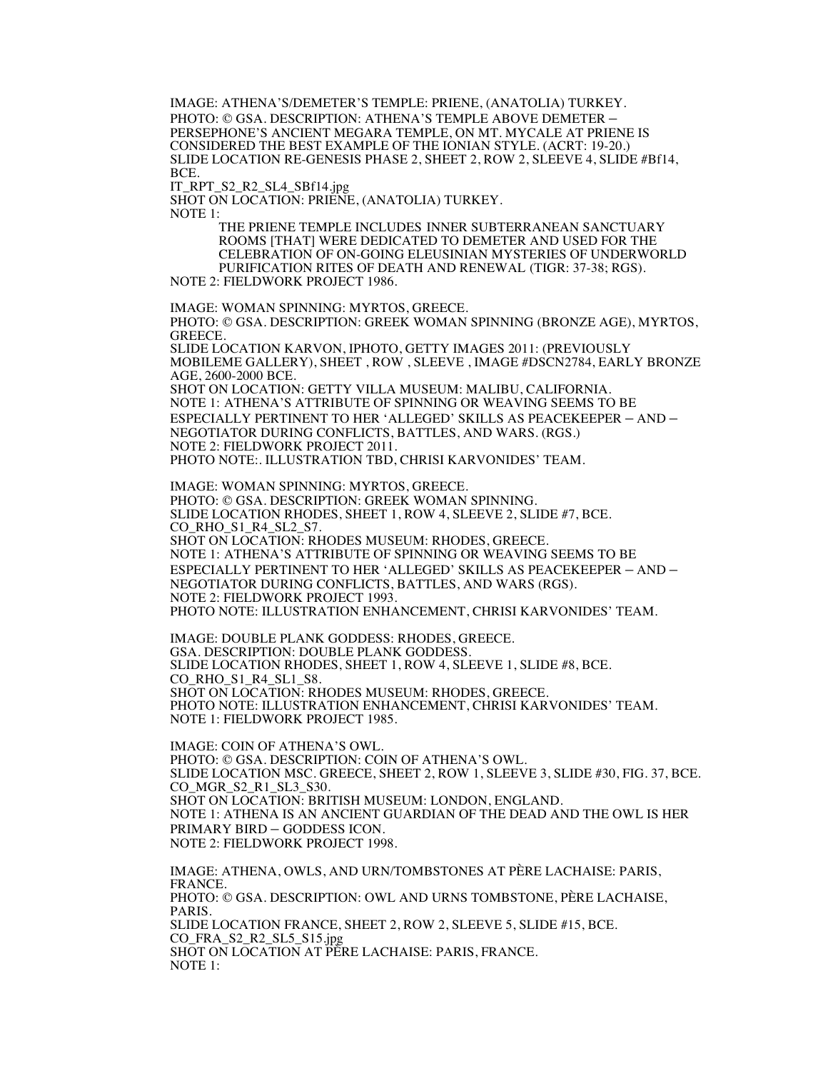IMAGE: ATHENA'S/DEMETER'S TEMPLE: PRIENE, (ANATOLIA) TURKEY.
PHOTO: © GSA. DESCRIPTION: ATHENA'S TEMPLE ABOVE DEMETER – PERSEPHONE'S ANCIENT MEGARA TEMPLE, ON MT. MYCALE AT PRIENE IS CONSIDERED THE BEST EXAMPLE OF THE IONIAN STYLE. (ACRT: 19-20.)
SLIDE LOCATION RE-GENESIS PHASE 2, SHEET 2, ROW 2, SLEEVE 4, SLIDE #Bf14, BCE.
IT_RPT_S2_R2_SL4_SBf14.jpg
SHOT ON LOCATION: PRIENE, (ANATOLIA) TURKEY.
NOTE 1:

> THE PRIENE TEMPLE INCLUDES INNER SUBTERRANEAN SANCTUARY ROOMS [THAT] WERE DEDICATED TO DEMETER AND USED FOR THE CELEBRATION OF ON-GOING ELEUSINIAN MYSTERIES OF UNDERWORLD PURIFICATION RITES OF DEATH AND RENEWAL (TIGR: 37-38; RGS).

NOTE 2: FIELDWORK PROJECT 1986.

IMAGE: WOMAN SPINNING: MYRTOS, GREECE.
PHOTO: © GSA. DESCRIPTION: GREEK WOMAN SPINNING (BRONZE AGE), MYRTOS, GREECE.
SLIDE LOCATION KARVON, IPHOTO, GETTY IMAGES 2011: (PREVIOUSLY MOBILEME GALLERY), SHEET , ROW , SLEEVE , IMAGE #DSCN2784, EARLY BRONZE AGE, 2600-2000 BCE.
SHOT ON LOCATION: GETTY VILLA MUSEUM: MALIBU, CALIFORNIA.
NOTE 1: ATHENA'S ATTRIBUTE OF SPINNING OR WEAVING SEEMS TO BE ESPECIALLY PERTINENT TO HER 'ALLEGED' SKILLS AS PEACEKEEPER – AND – NEGOTIATOR DURING CONFLICTS, BATTLES, AND WARS. (RGS.)
NOTE 2: FIELDWORK PROJECT 2011.
PHOTO NOTE:. ILLUSTRATION TBD, CHRISI KARVONIDES' TEAM.

IMAGE: WOMAN SPINNING: MYRTOS, GREECE.
PHOTO: © GSA. DESCRIPTION: GREEK WOMAN SPINNING.
SLIDE LOCATION RHODES, SHEET 1, ROW 4, SLEEVE 2, SLIDE #7, BCE.
CO_RHO_S1_R4_SL2_S7.
SHOT ON LOCATION: RHODES MUSEUM: RHODES, GREECE.
NOTE 1: ATHENA'S ATTRIBUTE OF SPINNING OR WEAVING SEEMS TO BE ESPECIALLY PERTINENT TO HER 'ALLEGED' SKILLS AS PEACEKEEPER – AND – NEGOTIATOR DURING CONFLICTS, BATTLES, AND WARS (RGS).
NOTE 2: FIELDWORK PROJECT 1993.
PHOTO NOTE: ILLUSTRATION ENHANCEMENT, CHRISI KARVONIDES' TEAM.

IMAGE: DOUBLE PLANK GODDESS: RHODES, GREECE.
GSA. DESCRIPTION: DOUBLE PLANK GODDESS.
SLIDE LOCATION RHODES, SHEET 1, ROW 4, SLEEVE 1, SLIDE #8, BCE.
CO_RHO_S1_R4_SL1_S8.
SHOT ON LOCATION: RHODES MUSEUM: RHODES, GREECE.
PHOTO NOTE: ILLUSTRATION ENHANCEMENT, CHRISI KARVONIDES' TEAM.
NOTE 1: FIELDWORK PROJECT 1985.

IMAGE: COIN OF ATHENA'S OWL.
PHOTO: © GSA. DESCRIPTION: COIN OF ATHENA'S OWL.
SLIDE LOCATION MSC. GREECE, SHEET 2, ROW 1, SLEEVE 3, SLIDE #30, FIG. 37, BCE.
CO_MGR_S2_R1_SL3_S30.
SHOT ON LOCATION: BRITISH MUSEUM: LONDON, ENGLAND.
NOTE 1: ATHENA IS AN ANCIENT GUARDIAN OF THE DEAD AND THE OWL IS HER PRIMARY BIRD – GODDESS ICON.
NOTE 2: FIELDWORK PROJECT 1998.

IMAGE: ATHENA, OWLS, AND URN/TOMBSTONES AT PÈRE LACHAISE: PARIS, FRANCE.
PHOTO: © GSA. DESCRIPTION: OWL AND URNS TOMBSTONE, PÈRE LACHAISE, PARIS.
SLIDE LOCATION FRANCE, SHEET 2, ROW 2, SLEEVE 5, SLIDE #15, BCE.
CO_FRA_S2_R2_SL5_S15.jpg
SHOT ON LOCATION AT PÈRE LACHAISE: PARIS, FRANCE.
NOTE 1: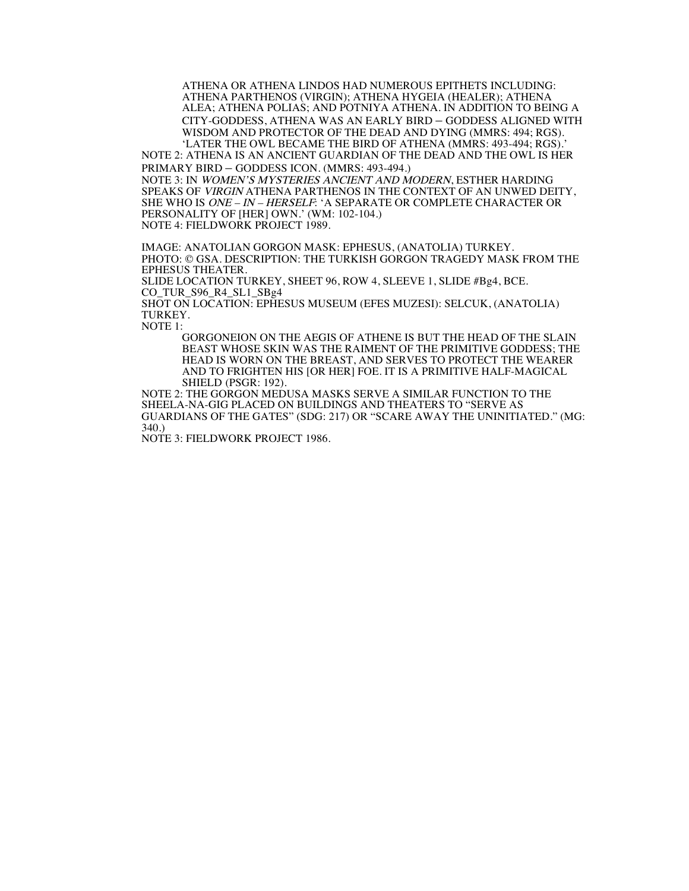ATHENA OR ATHENA LINDOS HAD NUMEROUS EPITHETS INCLUDING: ATHENA PARTHENOS (VIRGIN); ATHENA HYGEIA (HEALER); ATHENA ALEA; ATHENA POLIAS; AND POTNIYA ATHENA. IN ADDITION TO BEING A CITY-GODDESS, ATHENA WAS AN EARLY BIRD – GODDESS ALIGNED WITH WISDOM AND PROTECTOR OF THE DEAD AND DYING (MMRS: 494; RGS). 'LATER THE OWL BECAME THE BIRD OF ATHENA (MMRS: 493-494; RGS).'

NOTE 2: ATHENA IS AN ANCIENT GUARDIAN OF THE DEAD AND THE OWL IS HER PRIMARY BIRD – GODDESS ICON. (MMRS: 493-494.)

NOTE 3: IN *WOMEN'S MYSTERIES ANCIENT AND MODERN*, ESTHER HARDING SPEAKS OF *VIRGIN* ATHENA PARTHENOS IN THE CONTEXT OF AN UNWED DEITY, SHE WHO IS *ONE – IN – HERSELF*: 'A SEPARATE OR COMPLETE CHARACTER OR PERSONALITY OF [HER] OWN.' (WM: 102-104.)

NOTE 4: FIELDWORK PROJECT 1989.

IMAGE: ANATOLIAN GORGON MASK: EPHESUS, (ANATOLIA) TURKEY.
PHOTO: © GSA. DESCRIPTION: THE TURKISH GORGON TRAGEDY MASK FROM THE EPHESUS THEATER.
SLIDE LOCATION TURKEY, SHEET 96, ROW 4, SLEEVE 1, SLIDE #Bg4, BCE.
CO_TUR_S96_R4_SL1_SBg4
SHOT ON LOCATION: EPHESUS MUSEUM (EFES MUZESI): SELCUK, (ANATOLIA) TURKEY.
NOTE 1:

GORGONEION ON THE AEGIS OF ATHENE IS BUT THE HEAD OF THE SLAIN BEAST WHOSE SKIN WAS THE RAIMENT OF THE PRIMITIVE GODDESS; THE HEAD IS WORN ON THE BREAST, AND SERVES TO PROTECT THE WEARER AND TO FRIGHTEN HIS [OR HER] FOE. IT IS A PRIMITIVE HALF-MAGICAL SHIELD (PSGR: 192).

NOTE 2: THE GORGON MEDUSA MASKS SERVE A SIMILAR FUNCTION TO THE SHEELA-NA-GIG PLACED ON BUILDINGS AND THEATERS TO "SERVE AS GUARDIANS OF THE GATES" (SDG: 217) OR "SCARE AWAY THE UNINITIATED." (MG: 340.)

NOTE 3: FIELDWORK PROJECT 1986.